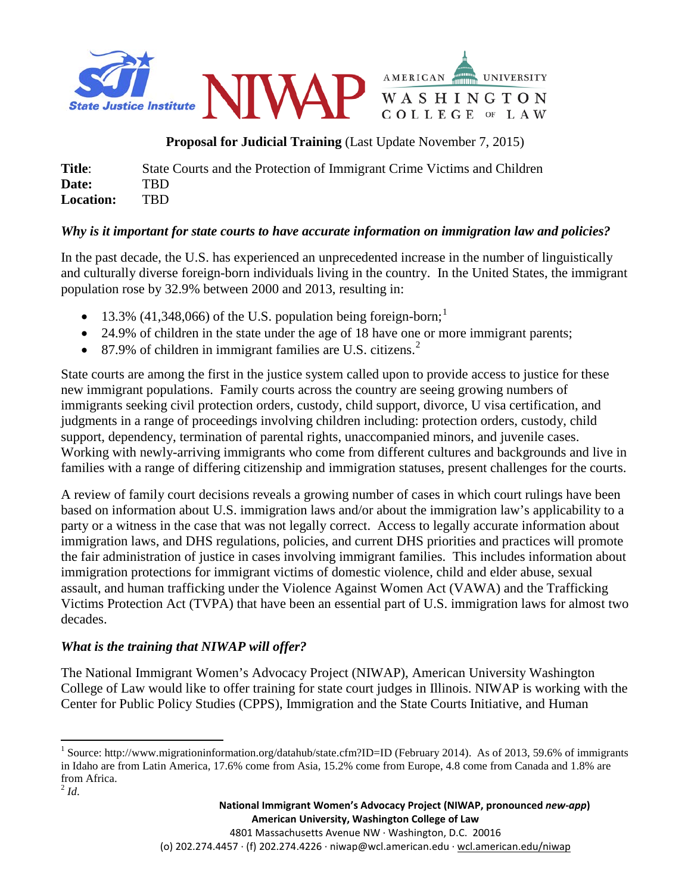**Proposal for Judicial Training** (Last Update November 7, 2015)

**Title**: State Courts and the Protection of Immigrant Crime Victims and Children
**Date:** TBD
**Location:** TBD

### *Why is it important for state courts to have accurate information on immigration law and policies?*

In the past decade, the U.S. has experienced an unprecedented increase in the number of linguistically and culturally diverse foreign-born individuals living in the country. In the United States, the immigrant population rose by 32.9% between 2000 and 2013, resulting in:

- 13.3% (41,348,066) of the U.S. population being foreign-born;[1]
- 24.9% of children in the state under the age of 18 have one or more immigrant parents;
- 87.9% of children in immigrant families are U.S. citizens.[2]

State courts are among the first in the justice system called upon to provide access to justice for these new immigrant populations. Family courts across the country are seeing growing numbers of immigrants seeking civil protection orders, custody, child support, divorce, U visa certification, and judgments in a range of proceedings involving children including: protection orders, custody, child support, dependency, termination of parental rights, unaccompanied minors, and juvenile cases. Working with newly-arriving immigrants who come from different cultures and backgrounds and live in families with a range of differing citizenship and immigration statuses, present challenges for the courts.

A review of family court decisions reveals a growing number of cases in which court rulings have been based on information about U.S. immigration laws and/or about the immigration law's applicability to a party or a witness in the case that was not legally correct. Access to legally accurate information about immigration laws, and DHS regulations, policies, and current DHS priorities and practices will promote the fair administration of justice in cases involving immigrant families. This includes information about immigration protections for immigrant victims of domestic violence, child and elder abuse, sexual assault, and human trafficking under the Violence Against Women Act (VAWA) and the Trafficking Victims Protection Act (TVPA) that have been an essential part of U.S. immigration laws for almost two decades.

### *What is the training that NIWAP will offer?*

The National Immigrant Women's Advocacy Project (NIWAP), American University Washington College of Law would like to offer training for state court judges in Illinois. NIWAP is working with the Center for Public Policy Studies (CPPS), Immigration and the State Courts Initiative, and Human

---

[1] Source: http://www.migrationinformation.org/datahub/state.cfm?ID=ID (February 2014). As of 2013, 59.6% of immigrants in Idaho are from Latin America, 17.6% come from Asia, 15.2% come from Europe, 4.8 come from Canada and 1.8% are from Africa.

[2] *Id.*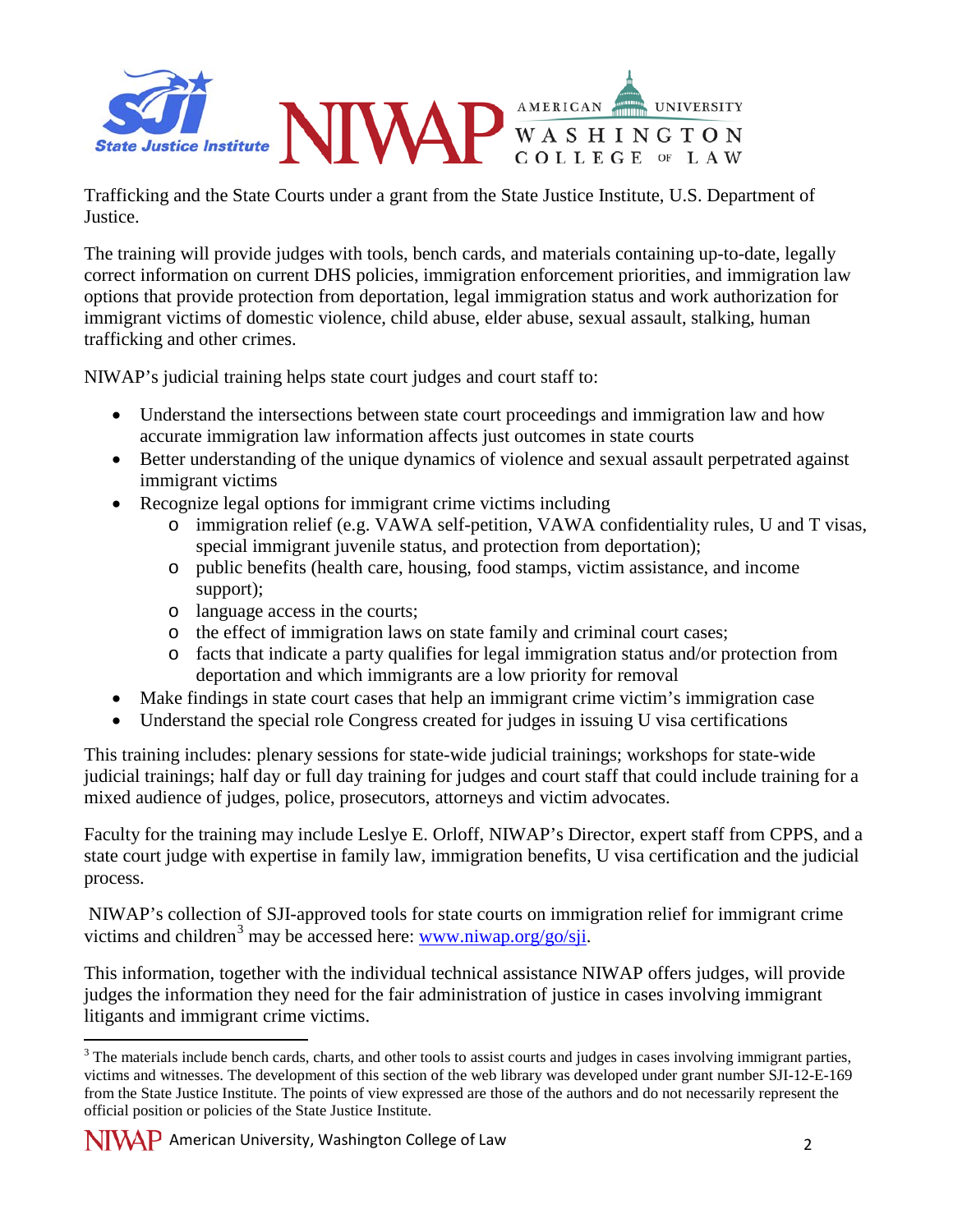Trafficking and the State Courts under a grant from the State Justice Institute, U.S. Department of Justice.

The training will provide judges with tools, bench cards, and materials containing up-to-date, legally correct information on current DHS policies, immigration enforcement priorities, and immigration law options that provide protection from deportation, legal immigration status and work authorization for immigrant victims of domestic violence, child abuse, elder abuse, sexual assault, stalking, human trafficking and other crimes.

NIWAP's judicial training helps state court judges and court staff to:

- Understand the intersections between state court proceedings and immigration law and how accurate immigration law information affects just outcomes in state courts
- Better understanding of the unique dynamics of violence and sexual assault perpetrated against immigrant victims
- Recognize legal options for immigrant crime victims including
  - immigration relief (e.g. VAWA self-petition, VAWA confidentiality rules, U and T visas, special immigrant juvenile status, and protection from deportation);
  - public benefits (health care, housing, food stamps, victim assistance, and income support);
  - language access in the courts;
  - the effect of immigration laws on state family and criminal court cases;
  - facts that indicate a party qualifies for legal immigration status and/or protection from deportation and which immigrants are a low priority for removal
- Make findings in state court cases that help an immigrant crime victim's immigration case
- Understand the special role Congress created for judges in issuing U visa certifications

This training includes: plenary sessions for state-wide judicial trainings; workshops for state-wide judicial trainings; half day or full day training for judges and court staff that could include training for a mixed audience of judges, police, prosecutors, attorneys and victim advocates.

Faculty for the training may include Leslye E. Orloff, NIWAP's Director, expert staff from CPPS, and a state court judge with expertise in family law, immigration benefits, U visa certification and the judicial process.

NIWAP's collection of SJI-approved tools for state courts on immigration relief for immigrant crime victims and children[3] may be accessed here: www.niwap.org/go/sji.

This information, together with the individual technical assistance NIWAP offers judges, will provide judges the information they need for the fair administration of justice in cases involving immigrant litigants and immigrant crime victims.

---

[3] The materials include bench cards, charts, and other tools to assist courts and judges in cases involving immigrant parties, victims and witnesses. The development of this section of the web library was developed under grant number SJI-12-E-169 from the State Justice Institute. The points of view expressed are those of the authors and do not necessarily represent the official position or policies of the State Justice Institute.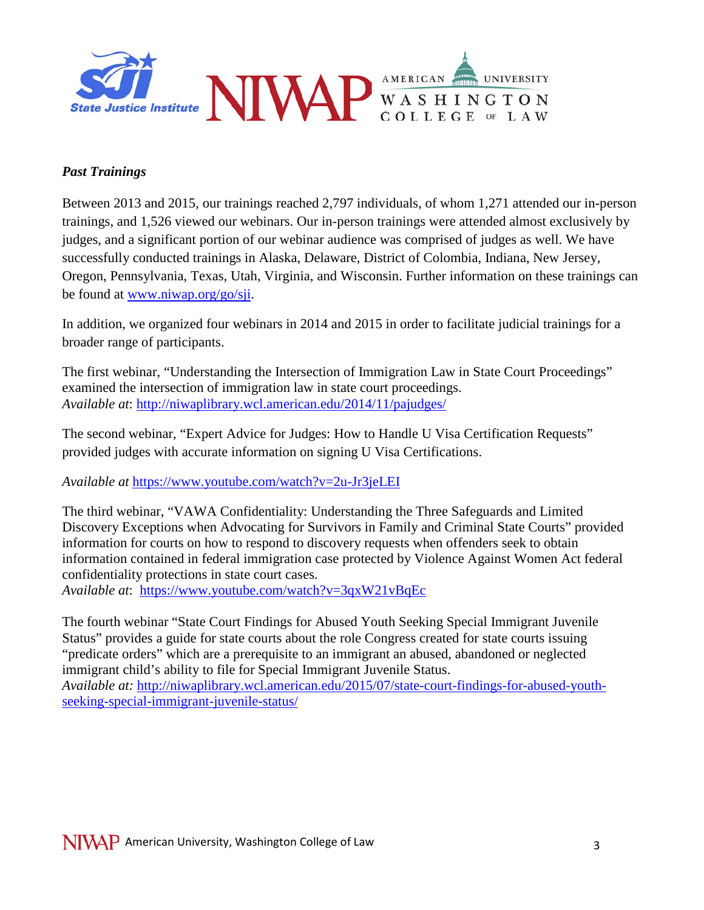***Past Trainings***

Between 2013 and 2015, our trainings reached 2,797 individuals, of whom 1,271 attended our in-person trainings, and 1,526 viewed our webinars. Our in-person trainings were attended almost exclusively by judges, and a significant portion of our webinar audience was comprised of judges as well. We have successfully conducted trainings in Alaska, Delaware, District of Colombia, Indiana, New Jersey, Oregon, Pennsylvania, Texas, Utah, Virginia, and Wisconsin. Further information on these trainings can be found at [www.niwap.org/go/sji](www.niwap.org/go/sji).

In addition, we organized four webinars in 2014 and 2015 in order to facilitate judicial trainings for a broader range of participants.

The first webinar, "Understanding the Intersection of Immigration Law in State Court Proceedings" examined the intersection of immigration law in state court proceedings.
*Available at*: [http://niwaplibrary.wcl.american.edu/2014/11/pajudges/](http://niwaplibrary.wcl.american.edu/2014/11/pajudges/)

The second webinar, "Expert Advice for Judges: How to Handle U Visa Certification Requests" provided judges with accurate information on signing U Visa Certifications.

*Available at* [https://www.youtube.com/watch?v=2u-Jr3jeLEI](https://www.youtube.com/watch?v=2u-Jr3jeLEI)

The third webinar, "VAWA Confidentiality: Understanding the Three Safeguards and Limited Discovery Exceptions when Advocating for Survivors in Family and Criminal State Courts" provided information for courts on how to respond to discovery requests when offenders seek to obtain information contained in federal immigration case protected by Violence Against Women Act federal confidentiality protections in state court cases.
*Available at*: [https://www.youtube.com/watch?v=3qxW21vBqEc](https://www.youtube.com/watch?v=3qxW21vBqEc)

The fourth webinar "State Court Findings for Abused Youth Seeking Special Immigrant Juvenile Status" provides a guide for state courts about the role Congress created for state courts issuing "predicate orders" which are a prerequisite to an immigrant an abused, abandoned or neglected immigrant child's ability to file for Special Immigrant Juvenile Status.
*Available at:* [http://niwaplibrary.wcl.american.edu/2015/07/state-court-findings-for-abused-youth-seeking-special-immigrant-juvenile-status/](http://niwaplibrary.wcl.american.edu/2015/07/state-court-findings-for-abused-youth-seeking-special-immigrant-juvenile-status/)